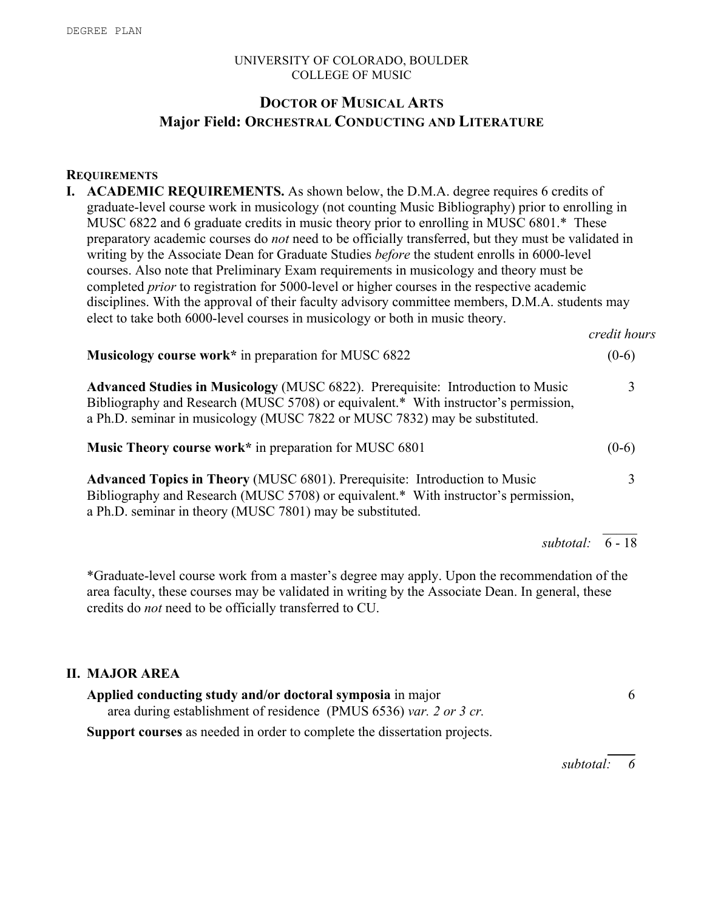UNIVERSITY OF COLORADO, BOULDER
COLLEGE OF MUSIC

# DOCTOR OF MUSICAL ARTS
## Major Field: ORCHESTRAL CONDUCTING AND LITERATURE

### REQUIREMENTS

**I. ACADEMIC REQUIREMENTS.** As shown below, the D.M.A. degree requires 6 credits of graduate-level course work in musicology (not counting Music Bibliography) prior to enrolling in MUSC 6822 and 6 graduate credits in music theory prior to enrolling in MUSC 6801.* These preparatory academic courses do *not* need to be officially transferred, but they must be validated in writing by the Associate Dean for Graduate Studies *before* the student enrolls in 6000-level courses. Also note that Preliminary Exam requirements in musicology and theory must be completed *prior* to registration for 5000-level or higher courses in the respective academic disciplines. With the approval of their faculty advisory committee members, D.M.A. students may elect to take both 6000-level courses in musicology or both in music theory.

| | *credit hours* |
|---|---|
| **Musicology course work*** in preparation for MUSC 6822 | (0-6) |
| **Advanced Studies in Musicology** (MUSC 6822). Prerequisite: Introduction to Music Bibliography and Research (MUSC 5708) or equivalent.* With instructor's permission, a Ph.D. seminar in musicology (MUSC 7822 or MUSC 7832) may be substituted. | 3 |
| **Music Theory course work*** in preparation for MUSC 6801 | (0-6) |
| **Advanced Topics in Theory** (MUSC 6801). Prerequisite: Introduction to Music Bibliography and Research (MUSC 5708) or equivalent.* With instructor's permission, a Ph.D. seminar in theory (MUSC 7801) may be substituted. | 3 |
| *subtotal:* | 6 - 18 |

*Graduate-level course work from a master's degree may apply. Upon the recommendation of the area faculty, these courses may be validated in writing by the Associate Dean. In general, these credits do *not* need to be officially transferred to CU.

**II. MAJOR AREA**

| | |
|---|---|
| **Applied conducting study and/or doctoral symposia** in major area during establishment of residence (PMUS 6536) *var. 2 or 3 cr.* | 6 |
| **Support courses** as needed in order to complete the dissertation projects. | |
| *subtotal:* | *6* |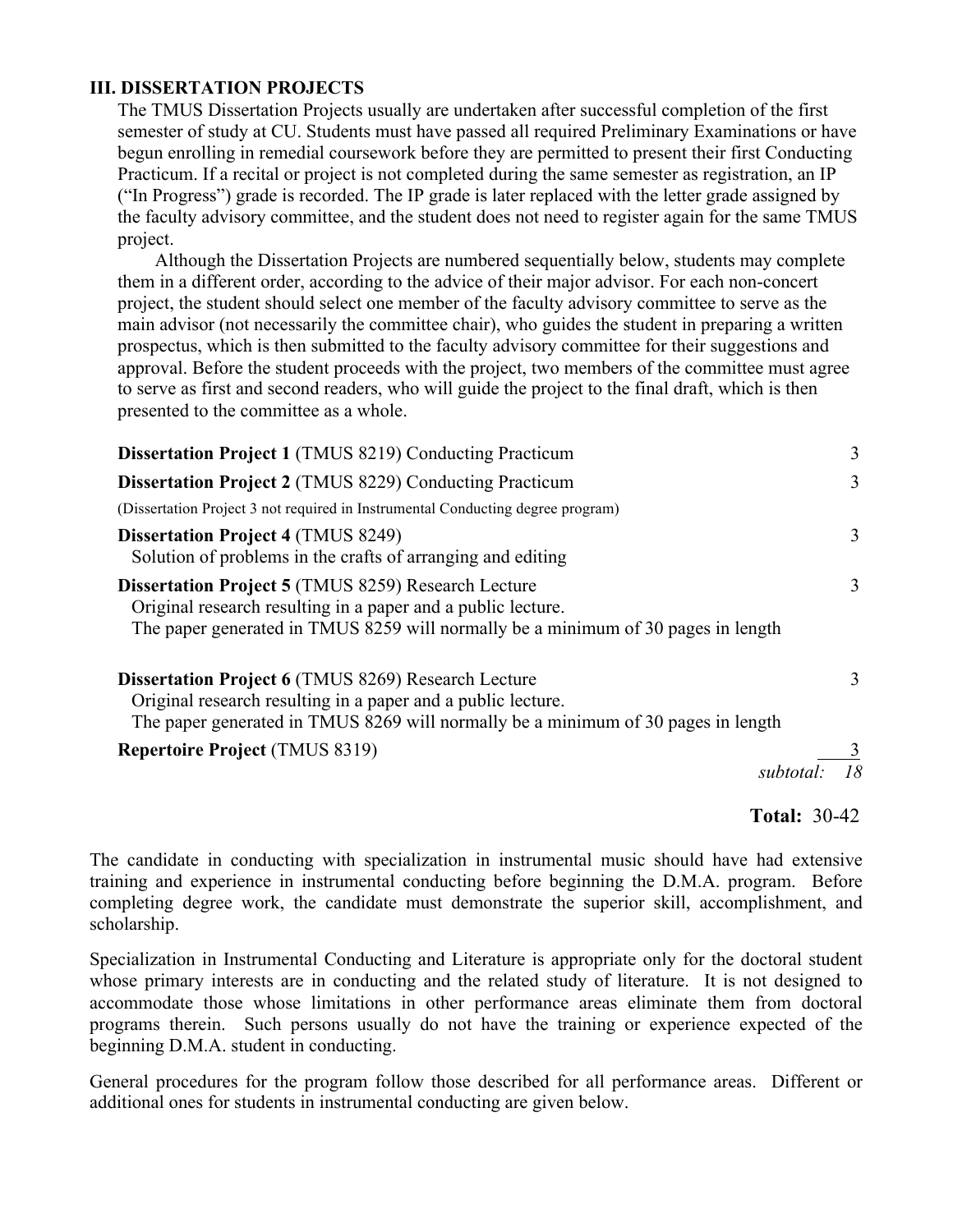### III. DISSERTATION PROJECTS

The TMUS Dissertation Projects usually are undertaken after successful completion of the first semester of study at CU. Students must have passed all required Preliminary Examinations or have begun enrolling in remedial coursework before they are permitted to present their first Conducting Practicum. If a recital or project is not completed during the same semester as registration, an IP ("In Progress") grade is recorded. The IP grade is later replaced with the letter grade assigned by the faculty advisory committee, and the student does not need to register again for the same TMUS project.

Although the Dissertation Projects are numbered sequentially below, students may complete them in a different order, according to the advice of their major advisor. For each non-concert project, the student should select one member of the faculty advisory committee to serve as the main advisor (not necessarily the committee chair), who guides the student in preparing a written prospectus, which is then submitted to the faculty advisory committee for their suggestions and approval. Before the student proceeds with the project, two members of the committee must agree to serve as first and second readers, who will guide the project to the final draft, which is then presented to the committee as a whole.

| | |
|---|---|
| **Dissertation Project 1** (TMUS 8219) Conducting Practicum | 3 |
| **Dissertation Project 2** (TMUS 8229) Conducting Practicum | 3 |
| (Dissertation Project 3 not required in Instrumental Conducting degree program) | |
| **Dissertation Project 4** (TMUS 8249)<br>Solution of problems in the crafts of arranging and editing | 3 |
| **Dissertation Project 5** (TMUS 8259) Research Lecture<br>Original research resulting in a paper and a public lecture.<br>The paper generated in TMUS 8259 will normally be a minimum of 30 pages in length | 3 |
| **Dissertation Project 6** (TMUS 8269) Research Lecture<br>Original research resulting in a paper and a public lecture.<br>The paper generated in TMUS 8269 will normally be a minimum of 30 pages in length | 3 |
| **Repertoire Project** (TMUS 8319) | 3 |
| *subtotal:* | *18* |

**Total:** 30-42

The candidate in conducting with specialization in instrumental music should have had extensive training and experience in instrumental conducting before beginning the D.M.A. program. Before completing degree work, the candidate must demonstrate the superior skill, accomplishment, and scholarship.

Specialization in Instrumental Conducting and Literature is appropriate only for the doctoral student whose primary interests are in conducting and the related study of literature. It is not designed to accommodate those whose limitations in other performance areas eliminate them from doctoral programs therein. Such persons usually do not have the training or experience expected of the beginning D.M.A. student in conducting.

General procedures for the program follow those described for all performance areas. Different or additional ones for students in instrumental conducting are given below.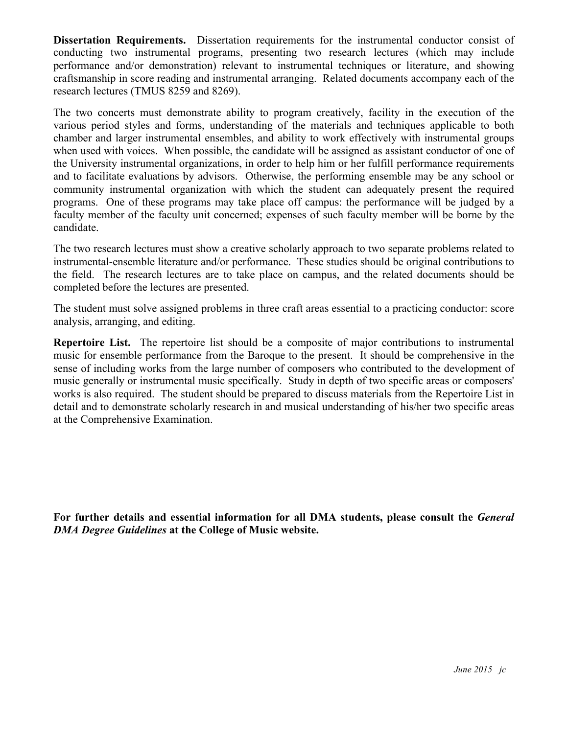**Dissertation Requirements.** Dissertation requirements for the instrumental conductor consist of conducting two instrumental programs, presenting two research lectures (which may include performance and/or demonstration) relevant to instrumental techniques or literature, and showing craftsmanship in score reading and instrumental arranging. Related documents accompany each of the research lectures (TMUS 8259 and 8269).

The two concerts must demonstrate ability to program creatively, facility in the execution of the various period styles and forms, understanding of the materials and techniques applicable to both chamber and larger instrumental ensembles, and ability to work effectively with instrumental groups when used with voices. When possible, the candidate will be assigned as assistant conductor of one of the University instrumental organizations, in order to help him or her fulfill performance requirements and to facilitate evaluations by advisors. Otherwise, the performing ensemble may be any school or community instrumental organization with which the student can adequately present the required programs. One of these programs may take place off campus: the performance will be judged by a faculty member of the faculty unit concerned; expenses of such faculty member will be borne by the candidate.

The two research lectures must show a creative scholarly approach to two separate problems related to instrumental-ensemble literature and/or performance. These studies should be original contributions to the field. The research lectures are to take place on campus, and the related documents should be completed before the lectures are presented.

The student must solve assigned problems in three craft areas essential to a practicing conductor: score analysis, arranging, and editing.

**Repertoire List.** The repertoire list should be a composite of major contributions to instrumental music for ensemble performance from the Baroque to the present. It should be comprehensive in the sense of including works from the large number of composers who contributed to the development of music generally or instrumental music specifically. Study in depth of two specific areas or composers' works is also required. The student should be prepared to discuss materials from the Repertoire List in detail and to demonstrate scholarly research in and musical understanding of his/her two specific areas at the Comprehensive Examination.

**For further details and essential information for all DMA students, please consult the *General DMA Degree Guidelines* at the College of Music website.**

*June 2015 jc*